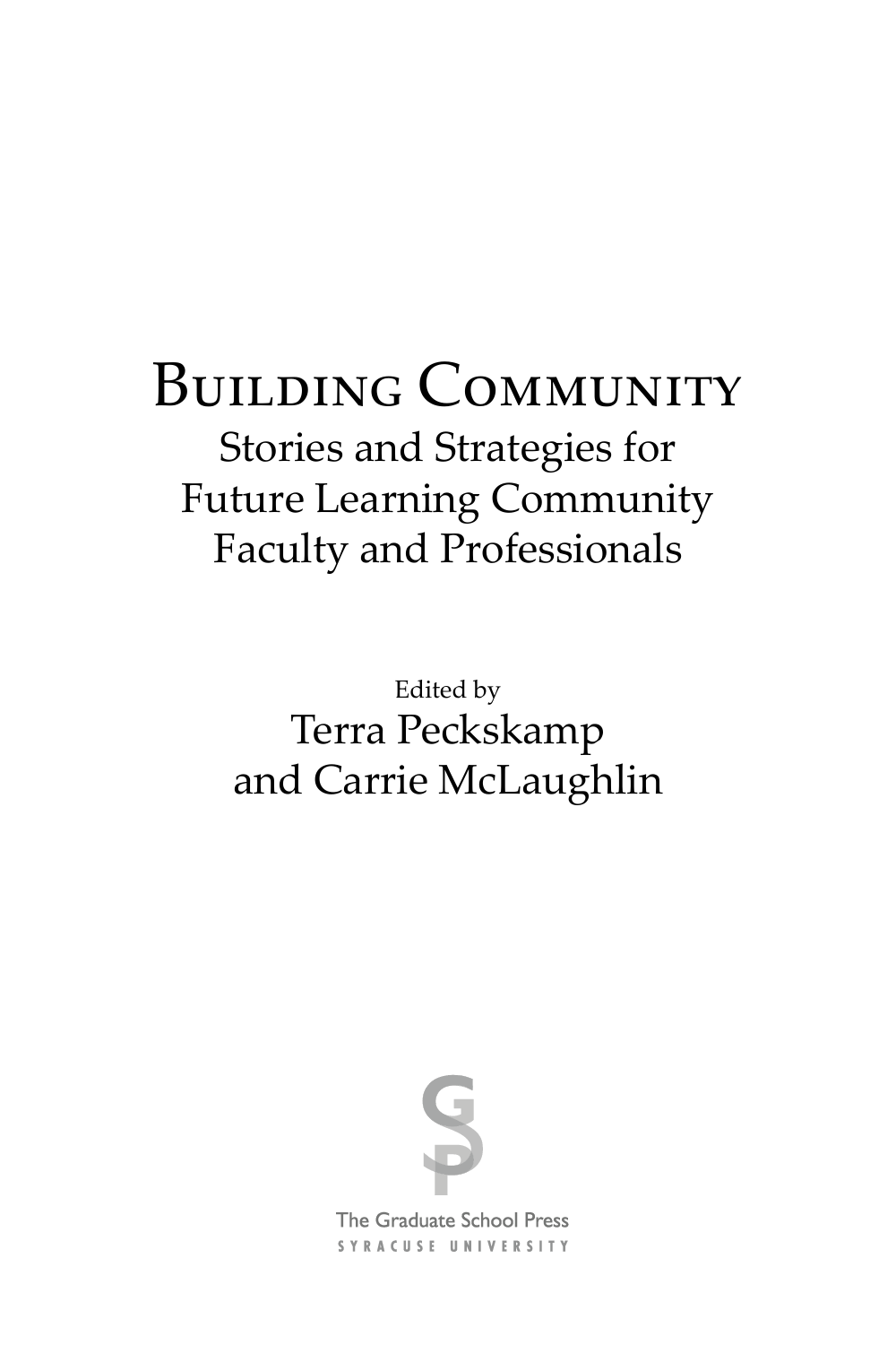# Building Community

## Stories and Strategies for Future Learning Community Faculty and Professionals

Edited by

Terra Peckskamp and Carrie McLaughlin

The Graduate School Press

SYRACUSE UNIVERSITY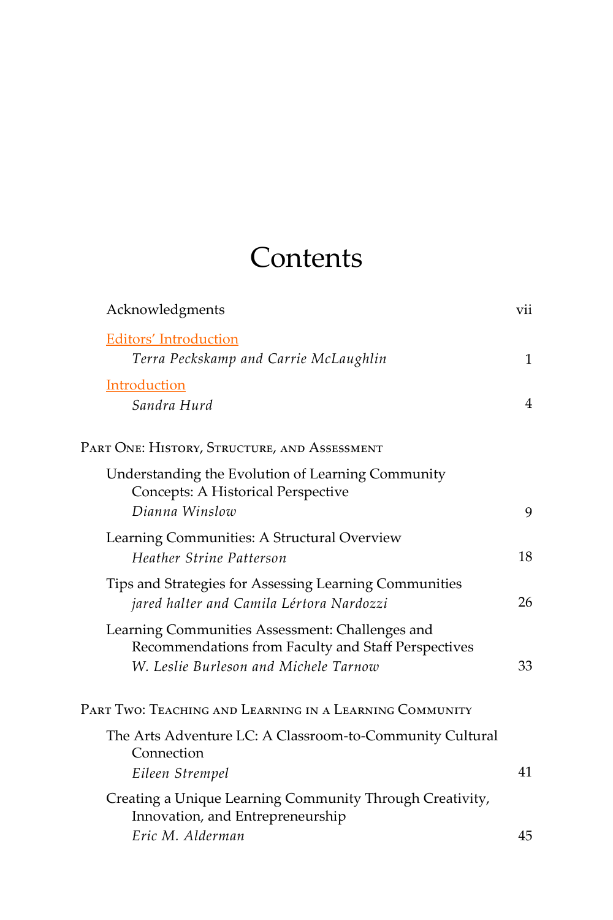# Contents

Acknowledgments vii

Editors' Introduction
*Terra Peckskamp and Carrie McLaughlin* 1

Introduction
*Sandra Hurd* 4

PART ONE: HISTORY, STRUCTURE, AND ASSESSMENT

Understanding the Evolution of Learning Community Concepts: A Historical Perspective
*Dianna Winslow* 9

Learning Communities: A Structural Overview
*Heather Strine Patterson* 18

Tips and Strategies for Assessing Learning Communities
*jared halter and Camila Lértora Nardozzi* 26

Learning Communities Assessment: Challenges and Recommendations from Faculty and Staff Perspectives
*W. Leslie Burleson and Michele Tarnow* 33

PART TWO: TEACHING AND LEARNING IN A LEARNING COMMUNITY

The Arts Adventure LC: A Classroom-to-Community Cultural Connection
*Eileen Strempel* 41

Creating a Unique Learning Community Through Creativity, Innovation, and Entrepreneurship
*Eric M. Alderman* 45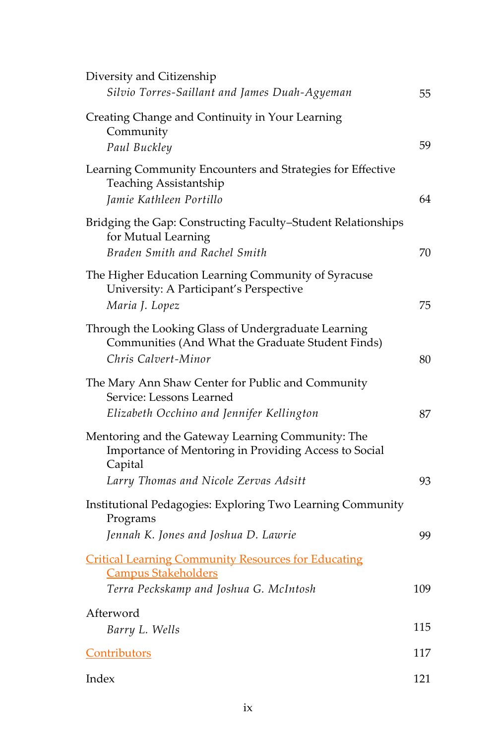Diversity and Citizenship
*Silvio Torres-Saillant and James Duah-Agyeman* 55

Creating Change and Continuity in Your Learning Community
*Paul Buckley* 59

Learning Community Encounters and Strategies for Effective Teaching Assistantship
*Jamie Kathleen Portillo* 64

Bridging the Gap: Constructing Faculty–Student Relationships for Mutual Learning
*Braden Smith and Rachel Smith* 70

The Higher Education Learning Community of Syracuse University: A Participant's Perspective
*Maria J. Lopez* 75

Through the Looking Glass of Undergraduate Learning Communities (And What the Graduate Student Finds)
*Chris Calvert-Minor* 80

The Mary Ann Shaw Center for Public and Community Service: Lessons Learned
*Elizabeth Occhino and Jennifer Kellington* 87

Mentoring and the Gateway Learning Community: The Importance of Mentoring in Providing Access to Social Capital
*Larry Thomas and Nicole Zervas Adsitt* 93

Institutional Pedagogies: Exploring Two Learning Community Programs
*Jennah K. Jones and Joshua D. Lawrie* 99

Critical Learning Community Resources for Educating Campus Stakeholders
*Terra Peckskamp and Joshua G. McIntosh* 109

Afterword
*Barry L. Wells* 115

Contributors 117

Index 121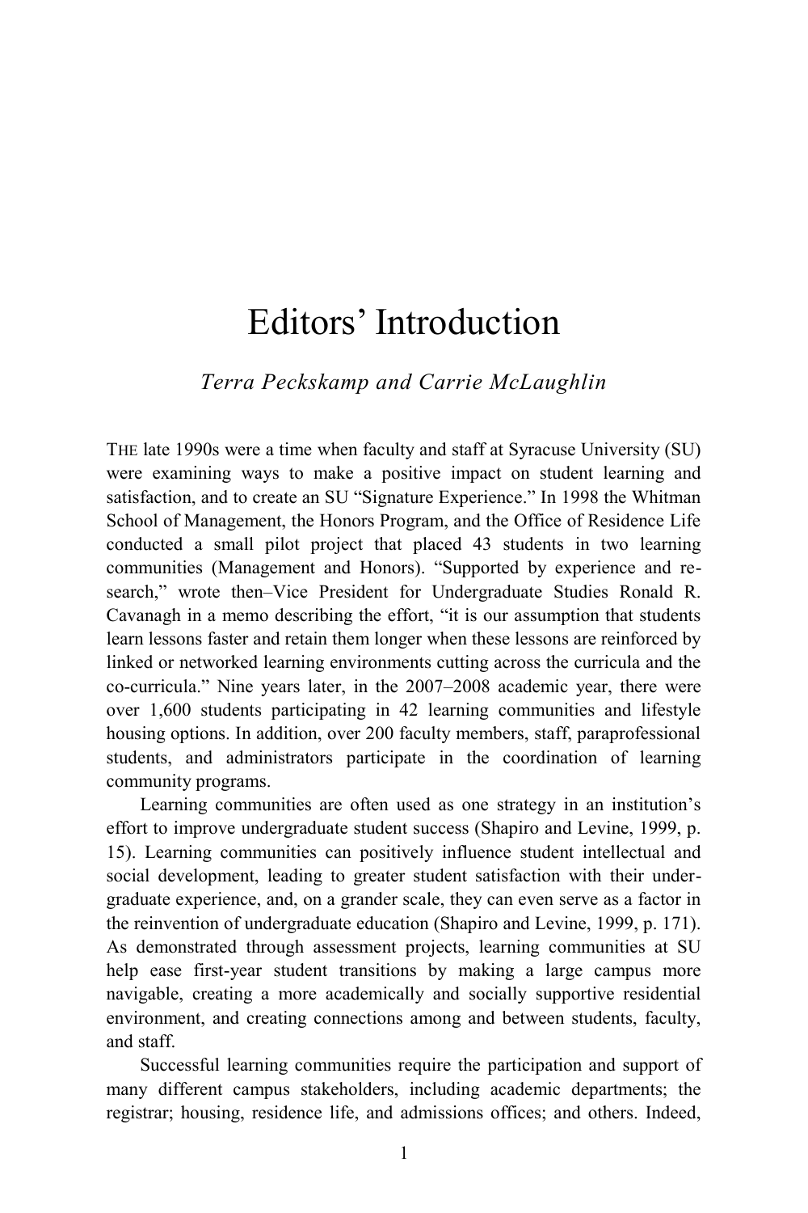# Editors' Introduction

*Terra Peckskamp and Carrie McLaughlin*

THE late 1990s were a time when faculty and staff at Syracuse University (SU) were examining ways to make a positive impact on student learning and satisfaction, and to create an SU "Signature Experience." In 1998 the Whitman School of Management, the Honors Program, and the Office of Residence Life conducted a small pilot project that placed 43 students in two learning communities (Management and Honors). "Supported by experience and research," wrote then–Vice President for Undergraduate Studies Ronald R. Cavanagh in a memo describing the effort, "it is our assumption that students learn lessons faster and retain them longer when these lessons are reinforced by linked or networked learning environments cutting across the curricula and the co-curricula." Nine years later, in the 2007–2008 academic year, there were over 1,600 students participating in 42 learning communities and lifestyle housing options. In addition, over 200 faculty members, staff, paraprofessional students, and administrators participate in the coordination of learning community programs.

Learning communities are often used as one strategy in an institution's effort to improve undergraduate student success (Shapiro and Levine, 1999, p. 15). Learning communities can positively influence student intellectual and social development, leading to greater student satisfaction with their undergraduate experience, and, on a grander scale, they can even serve as a factor in the reinvention of undergraduate education (Shapiro and Levine, 1999, p. 171). As demonstrated through assessment projects, learning communities at SU help ease first-year student transitions by making a large campus more navigable, creating a more academically and socially supportive residential environment, and creating connections among and between students, faculty, and staff.

Successful learning communities require the participation and support of many different campus stakeholders, including academic departments; the registrar; housing, residence life, and admissions offices; and others. Indeed,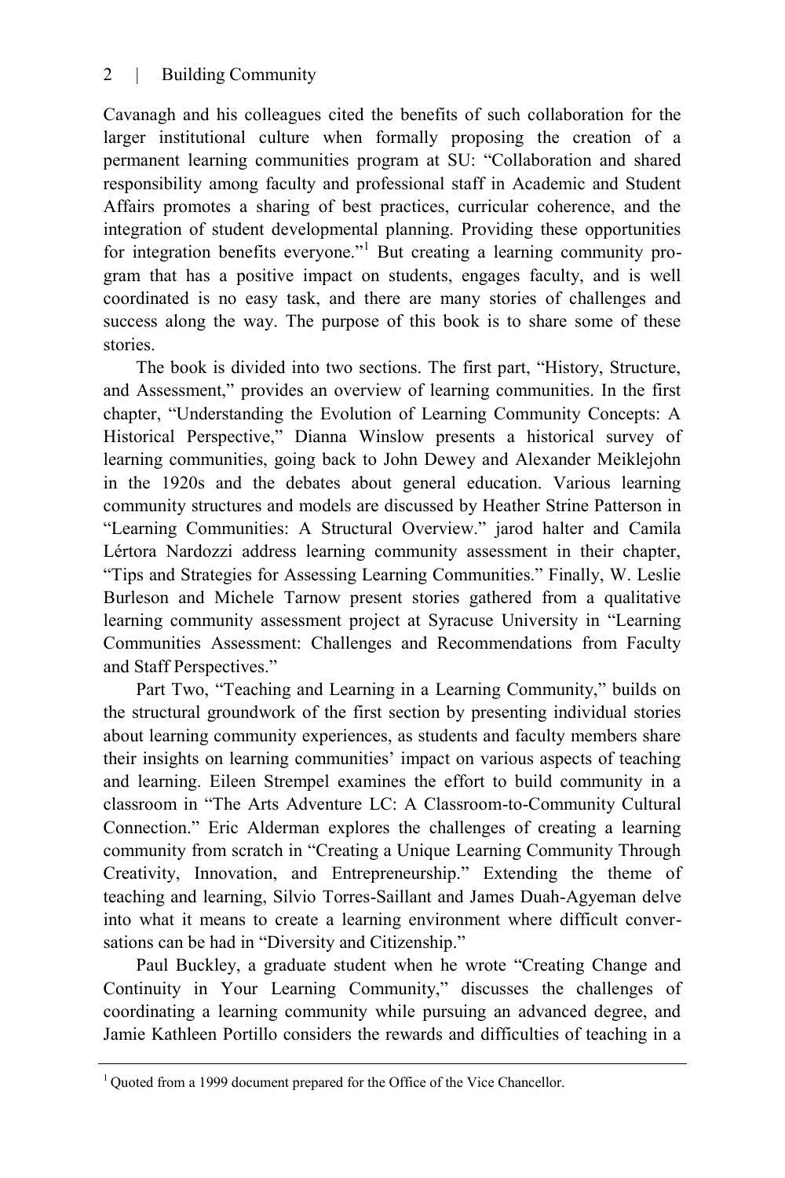Cavanagh and his colleagues cited the benefits of such collaboration for the larger institutional culture when formally proposing the creation of a permanent learning communities program at SU: "Collaboration and shared responsibility among faculty and professional staff in Academic and Student Affairs promotes a sharing of best practices, curricular coherence, and the integration of student developmental planning. Providing these opportunities for integration benefits everyone."[1] But creating a learning community program that has a positive impact on students, engages faculty, and is well coordinated is no easy task, and there are many stories of challenges and success along the way. The purpose of this book is to share some of these stories.

The book is divided into two sections. The first part, "History, Structure, and Assessment," provides an overview of learning communities. In the first chapter, "Understanding the Evolution of Learning Community Concepts: A Historical Perspective," Dianna Winslow presents a historical survey of learning communities, going back to John Dewey and Alexander Meiklejohn in the 1920s and the debates about general education. Various learning community structures and models are discussed by Heather Strine Patterson in "Learning Communities: A Structural Overview." jarod halter and Camila Lértora Nardozzi address learning community assessment in their chapter, "Tips and Strategies for Assessing Learning Communities." Finally, W. Leslie Burleson and Michele Tarnow present stories gathered from a qualitative learning community assessment project at Syracuse University in "Learning Communities Assessment: Challenges and Recommendations from Faculty and Staff Perspectives."

Part Two, "Teaching and Learning in a Learning Community," builds on the structural groundwork of the first section by presenting individual stories about learning community experiences, as students and faculty members share their insights on learning communities' impact on various aspects of teaching and learning. Eileen Strempel examines the effort to build community in a classroom in "The Arts Adventure LC: A Classroom-to-Community Cultural Connection." Eric Alderman explores the challenges of creating a learning community from scratch in "Creating a Unique Learning Community Through Creativity, Innovation, and Entrepreneurship." Extending the theme of teaching and learning, Silvio Torres-Saillant and James Duah-Agyeman delve into what it means to create a learning environment where difficult conversations can be had in "Diversity and Citizenship."

Paul Buckley, a graduate student when he wrote "Creating Change and Continuity in Your Learning Community," discusses the challenges of coordinating a learning community while pursuing an advanced degree, and Jamie Kathleen Portillo considers the rewards and difficulties of teaching in a

---

[1] Quoted from a 1999 document prepared for the Office of the Vice Chancellor.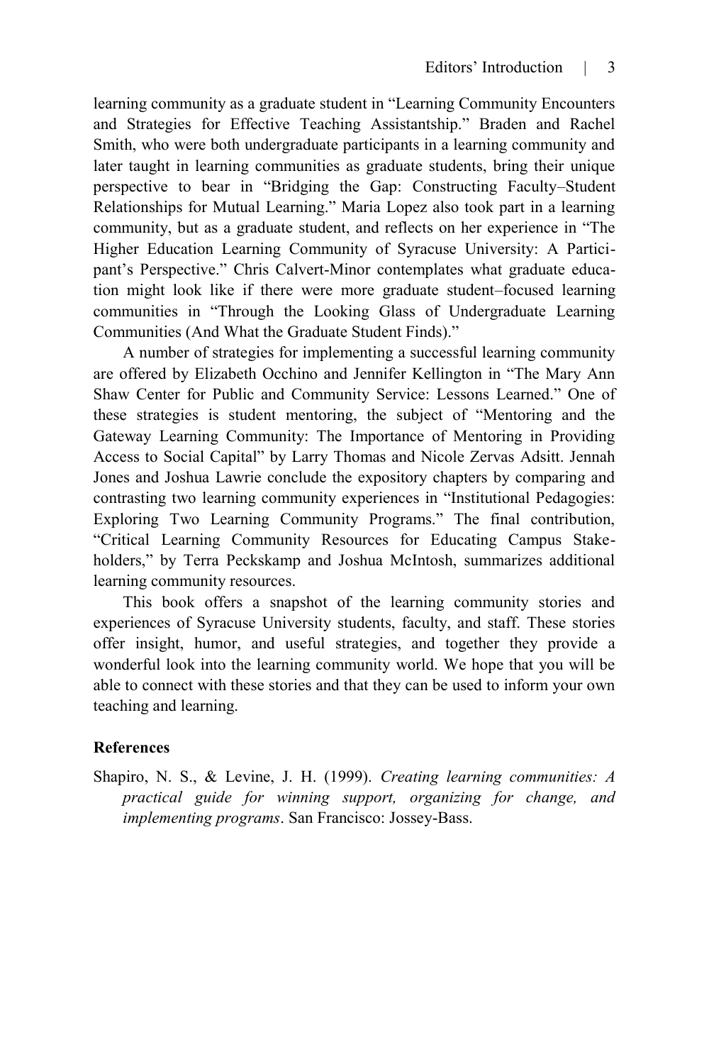learning community as a graduate student in “Learning Community Encounters and Strategies for Effective Teaching Assistantship.” Braden and Rachel Smith, who were both undergraduate participants in a learning community and later taught in learning communities as graduate students, bring their unique perspective to bear in “Bridging the Gap: Constructing Faculty–Student Relationships for Mutual Learning.” Maria Lopez also took part in a learning community, but as a graduate student, and reflects on her experience in “The Higher Education Learning Community of Syracuse University: A Participant’s Perspective.” Chris Calvert-Minor contemplates what graduate education might look like if there were more graduate student–focused learning communities in “Through the Looking Glass of Undergraduate Learning Communities (And What the Graduate Student Finds).”

A number of strategies for implementing a successful learning community are offered by Elizabeth Occhino and Jennifer Kellington in “The Mary Ann Shaw Center for Public and Community Service: Lessons Learned.” One of these strategies is student mentoring, the subject of “Mentoring and the Gateway Learning Community: The Importance of Mentoring in Providing Access to Social Capital” by Larry Thomas and Nicole Zervas Adsitt. Jennah Jones and Joshua Lawrie conclude the expository chapters by comparing and contrasting two learning community experiences in “Institutional Pedagogies: Exploring Two Learning Community Programs.” The final contribution, “Critical Learning Community Resources for Educating Campus Stakeholders,” by Terra Peckskamp and Joshua McIntosh, summarizes additional learning community resources.

This book offers a snapshot of the learning community stories and experiences of Syracuse University students, faculty, and staff. These stories offer insight, humor, and useful strategies, and together they provide a wonderful look into the learning community world. We hope that you will be able to connect with these stories and that they can be used to inform your own teaching and learning.

## References

Shapiro, N. S., & Levine, J. H. (1999). *Creating learning communities: A practical guide for winning support, organizing for change, and implementing programs*. San Francisco: Jossey-Bass.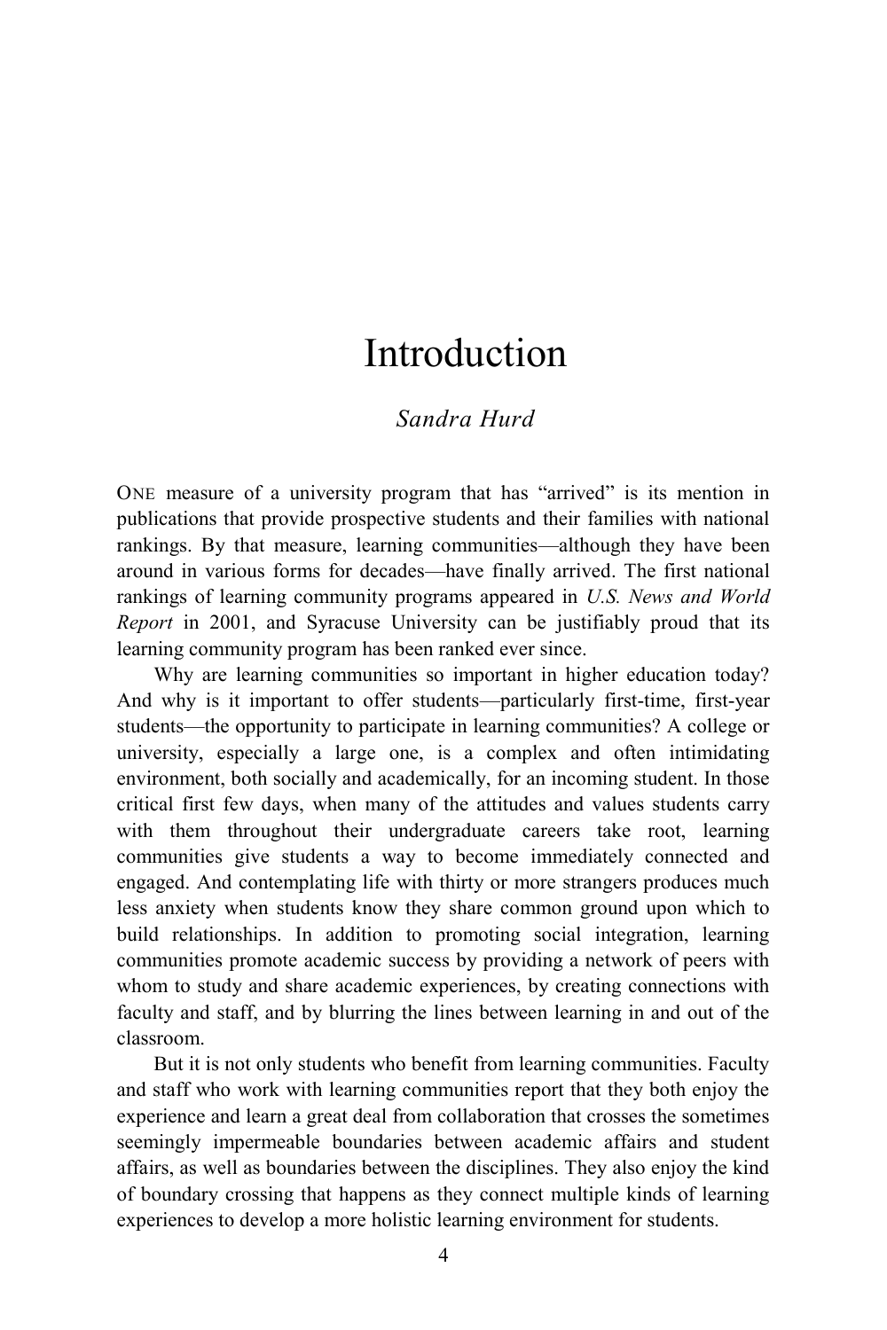# Introduction

*Sandra Hurd*

ONE measure of a university program that has "arrived" is its mention in publications that provide prospective students and their families with national rankings. By that measure, learning communities—although they have been around in various forms for decades—have finally arrived. The first national rankings of learning community programs appeared in *U.S. News and World Report* in 2001, and Syracuse University can be justifiably proud that its learning community program has been ranked ever since.

Why are learning communities so important in higher education today? And why is it important to offer students—particularly first-time, first-year students—the opportunity to participate in learning communities? A college or university, especially a large one, is a complex and often intimidating environment, both socially and academically, for an incoming student. In those critical first few days, when many of the attitudes and values students carry with them throughout their undergraduate careers take root, learning communities give students a way to become immediately connected and engaged. And contemplating life with thirty or more strangers produces much less anxiety when students know they share common ground upon which to build relationships. In addition to promoting social integration, learning communities promote academic success by providing a network of peers with whom to study and share academic experiences, by creating connections with faculty and staff, and by blurring the lines between learning in and out of the classroom.

But it is not only students who benefit from learning communities. Faculty and staff who work with learning communities report that they both enjoy the experience and learn a great deal from collaboration that crosses the sometimes seemingly impermeable boundaries between academic affairs and student affairs, as well as boundaries between the disciplines. They also enjoy the kind of boundary crossing that happens as they connect multiple kinds of learning experiences to develop a more holistic learning environment for students.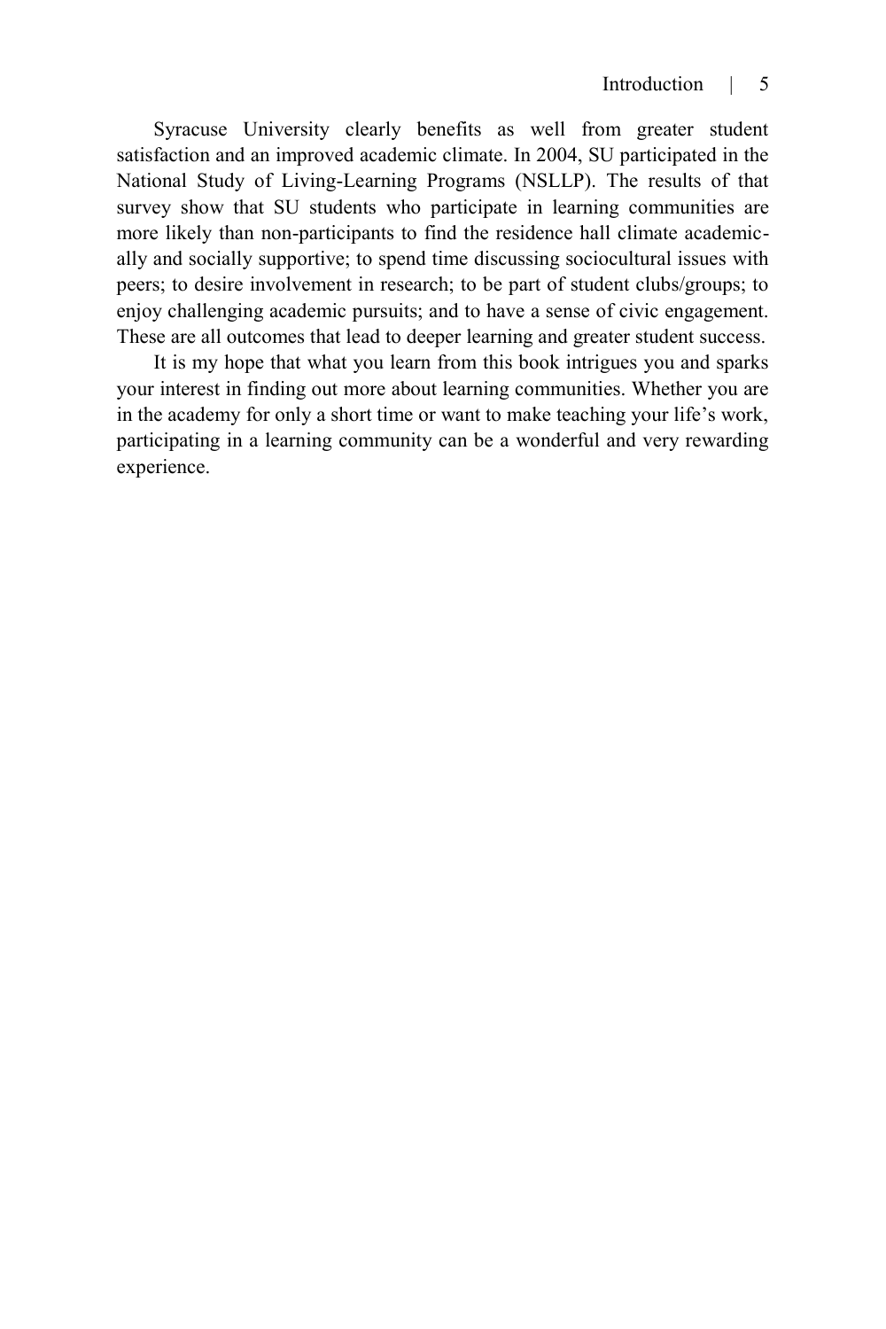Syracuse University clearly benefits as well from greater student satisfaction and an improved academic climate. In 2004, SU participated in the National Study of Living-Learning Programs (NSLLP). The results of that survey show that SU students who participate in learning communities are more likely than non-participants to find the residence hall climate academically and socially supportive; to spend time discussing sociocultural issues with peers; to desire involvement in research; to be part of student clubs/groups; to enjoy challenging academic pursuits; and to have a sense of civic engagement. These are all outcomes that lead to deeper learning and greater student success.

It is my hope that what you learn from this book intrigues you and sparks your interest in finding out more about learning communities. Whether you are in the academy for only a short time or want to make teaching your life's work, participating in a learning community can be a wonderful and very rewarding experience.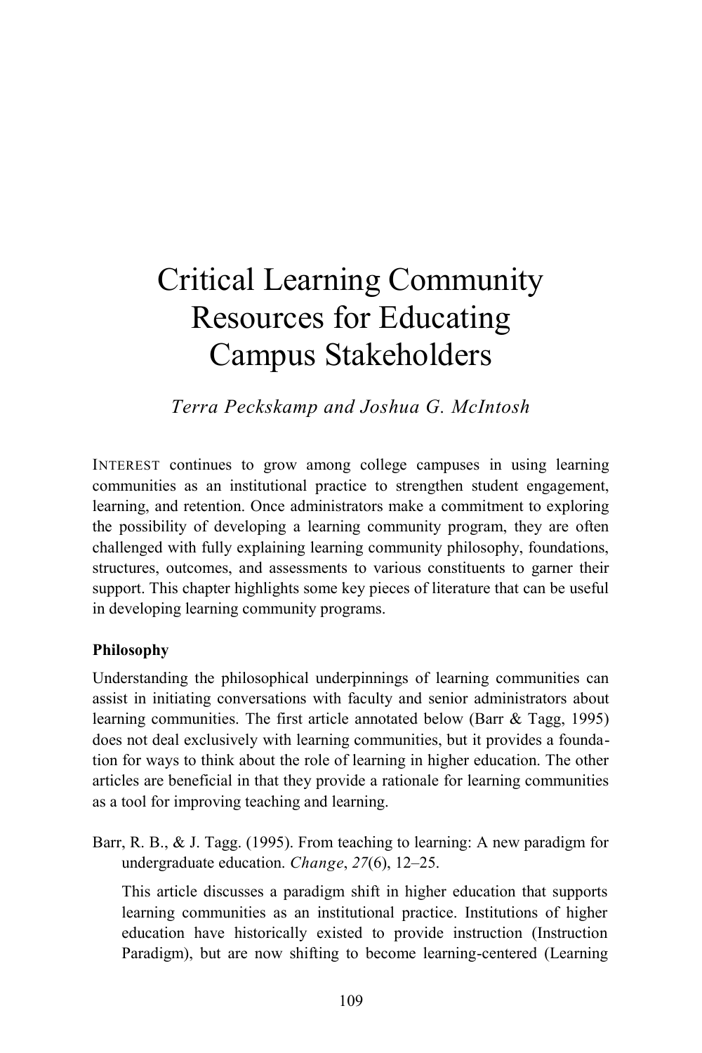# Critical Learning Community Resources for Educating Campus Stakeholders

*Terra Peckskamp and Joshua G. McIntosh*

INTEREST continues to grow among college campuses in using learning communities as an institutional practice to strengthen student engagement, learning, and retention. Once administrators make a commitment to exploring the possibility of developing a learning community program, they are often challenged with fully explaining learning community philosophy, foundations, structures, outcomes, and assessments to various constituents to garner their support. This chapter highlights some key pieces of literature that can be useful in developing learning community programs.

**Philosophy**

Understanding the philosophical underpinnings of learning communities can assist in initiating conversations with faculty and senior administrators about learning communities. The first article annotated below (Barr & Tagg, 1995) does not deal exclusively with learning communities, but it provides a foundation for ways to think about the role of learning in higher education. The other articles are beneficial in that they provide a rationale for learning communities as a tool for improving teaching and learning.

Barr, R. B., & J. Tagg. (1995). From teaching to learning: A new paradigm for undergraduate education. *Change*, *27*(6), 12–25.

> This article discusses a paradigm shift in higher education that supports learning communities as an institutional practice. Institutions of higher education have historically existed to provide instruction (Instruction Paradigm), but are now shifting to become learning-centered (Learning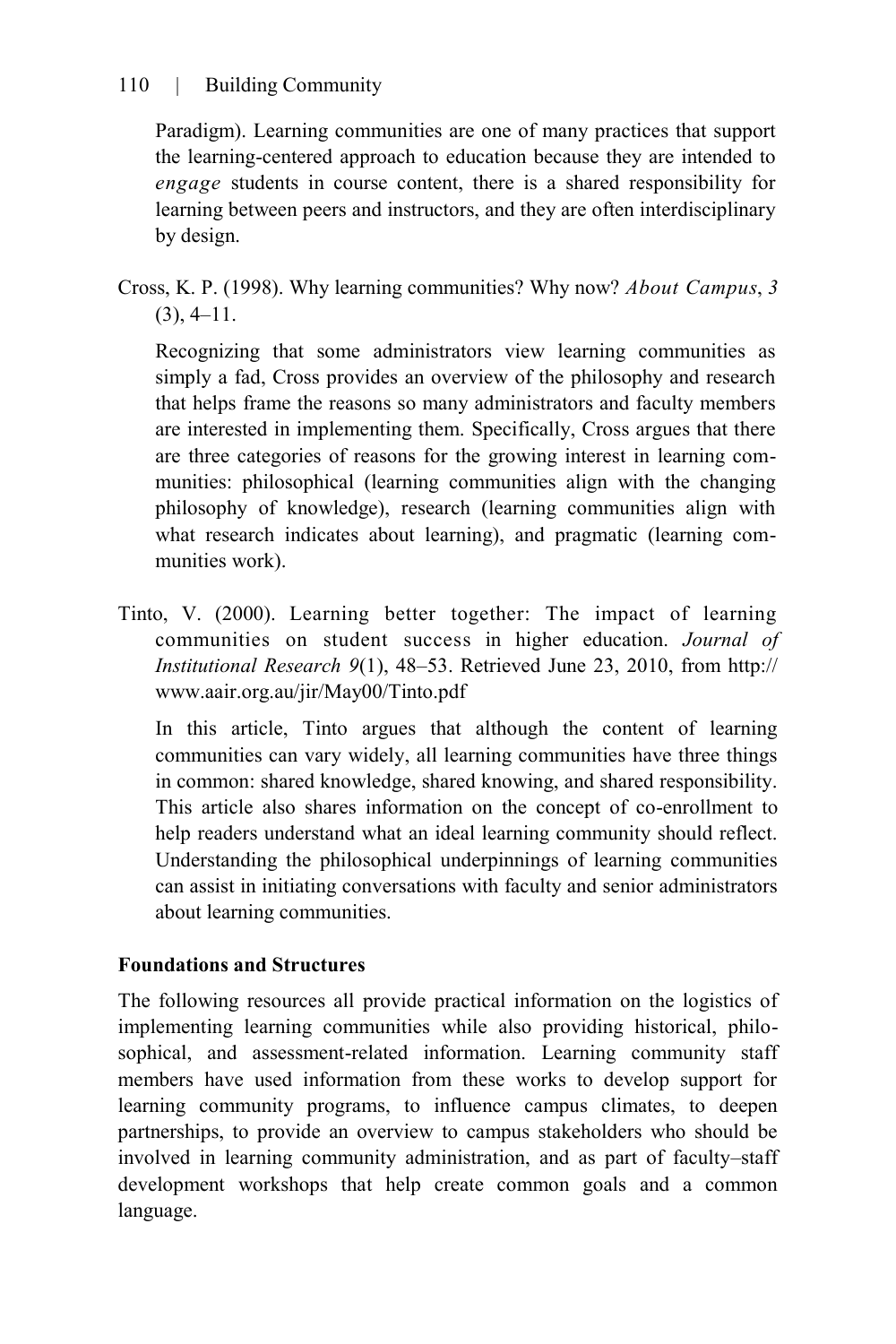Paradigm). Learning communities are one of many practices that support the learning-centered approach to education because they are intended to *engage* students in course content, there is a shared responsibility for learning between peers and instructors, and they are often interdisciplinary by design.

Cross, K. P. (1998). Why learning communities? Why now? *About Campus*, *3* (3), 4–11.

Recognizing that some administrators view learning communities as simply a fad, Cross provides an overview of the philosophy and research that helps frame the reasons so many administrators and faculty members are interested in implementing them. Specifically, Cross argues that there are three categories of reasons for the growing interest in learning communities: philosophical (learning communities align with the changing philosophy of knowledge), research (learning communities align with what research indicates about learning), and pragmatic (learning communities work).

Tinto, V. (2000). Learning better together: The impact of learning communities on student success in higher education. *Journal of Institutional Research 9*(1), 48–53. Retrieved June 23, 2010, from http://www.aair.org.au/jir/May00/Tinto.pdf

In this article, Tinto argues that although the content of learning communities can vary widely, all learning communities have three things in common: shared knowledge, shared knowing, and shared responsibility. This article also shares information on the concept of co-enrollment to help readers understand what an ideal learning community should reflect. Understanding the philosophical underpinnings of learning communities can assist in initiating conversations with faculty and senior administrators about learning communities.

### Foundations and Structures

The following resources all provide practical information on the logistics of implementing learning communities while also providing historical, philosophical, and assessment-related information. Learning community staff members have used information from these works to develop support for learning community programs, to influence campus climates, to deepen partnerships, to provide an overview to campus stakeholders who should be involved in learning community administration, and as part of faculty–staff development workshops that help create common goals and a common language.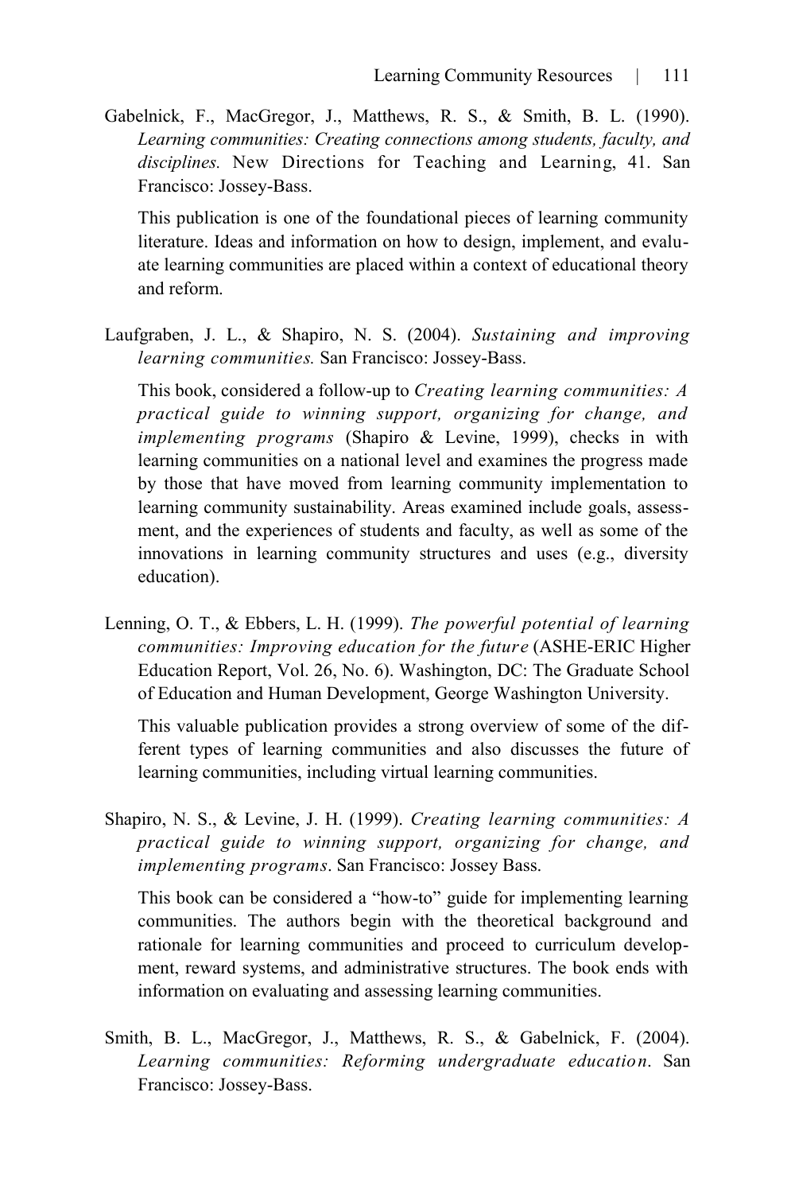Gabelnick, F., MacGregor, J., Matthews, R. S., & Smith, B. L. (1990). *Learning communities: Creating connections among students, faculty, and disciplines.* New Directions for Teaching and Learning, 41. San Francisco: Jossey-Bass.

This publication is one of the foundational pieces of learning community literature. Ideas and information on how to design, implement, and evaluate learning communities are placed within a context of educational theory and reform.

Laufgraben, J. L., & Shapiro, N. S. (2004). *Sustaining and improving learning communities.* San Francisco: Jossey-Bass.

This book, considered a follow-up to *Creating learning communities: A practical guide to winning support, organizing for change, and implementing programs* (Shapiro & Levine, 1999), checks in with learning communities on a national level and examines the progress made by those that have moved from learning community implementation to learning community sustainability. Areas examined include goals, assessment, and the experiences of students and faculty, as well as some of the innovations in learning community structures and uses (e.g., diversity education).

Lenning, O. T., & Ebbers, L. H. (1999). *The powerful potential of learning communities: Improving education for the future* (ASHE-ERIC Higher Education Report, Vol. 26, No. 6). Washington, DC: The Graduate School of Education and Human Development, George Washington University.

This valuable publication provides a strong overview of some of the different types of learning communities and also discusses the future of learning communities, including virtual learning communities.

Shapiro, N. S., & Levine, J. H. (1999). *Creating learning communities: A practical guide to winning support, organizing for change, and implementing programs*. San Francisco: Jossey Bass.

This book can be considered a "how-to" guide for implementing learning communities. The authors begin with the theoretical background and rationale for learning communities and proceed to curriculum development, reward systems, and administrative structures. The book ends with information on evaluating and assessing learning communities.

Smith, B. L., MacGregor, J., Matthews, R. S., & Gabelnick, F. (2004). *Learning communities: Reforming undergraduate education*. San Francisco: Jossey-Bass.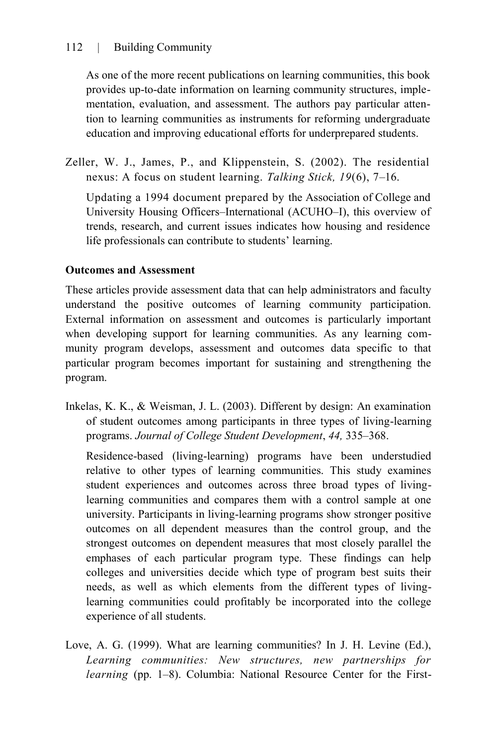As one of the more recent publications on learning communities, this book provides up-to-date information on learning community structures, implementation, evaluation, and assessment. The authors pay particular attention to learning communities as instruments for reforming undergraduate education and improving educational efforts for underprepared students.

Zeller, W. J., James, P., and Klippenstein, S. (2002). The residential nexus: A focus on student learning. *Talking Stick, 19*(6), 7–16.

Updating a 1994 document prepared by the Association of College and University Housing Officers–International (ACUHO–I), this overview of trends, research, and current issues indicates how housing and residence life professionals can contribute to students' learning.

**Outcomes and Assessment**

These articles provide assessment data that can help administrators and faculty understand the positive outcomes of learning community participation. External information on assessment and outcomes is particularly important when developing support for learning communities. As any learning community program develops, assessment and outcomes data specific to that particular program becomes important for sustaining and strengthening the program.

Inkelas, K. K., & Weisman, J. L. (2003). Different by design: An examination of student outcomes among participants in three types of living-learning programs. *Journal of College Student Development*, *44,* 335–368.

Residence-based (living-learning) programs have been understudied relative to other types of learning communities. This study examines student experiences and outcomes across three broad types of living-learning communities and compares them with a control sample at one university. Participants in living-learning programs show stronger positive outcomes on all dependent measures than the control group, and the strongest outcomes on dependent measures that most closely parallel the emphases of each particular program type. These findings can help colleges and universities decide which type of program best suits their needs, as well as which elements from the different types of living-learning communities could profitably be incorporated into the college experience of all students.

Love, A. G. (1999). What are learning communities? In J. H. Levine (Ed.), *Learning communities: New structures, new partnerships for learning* (pp. 1–8). Columbia: National Resource Center for the First-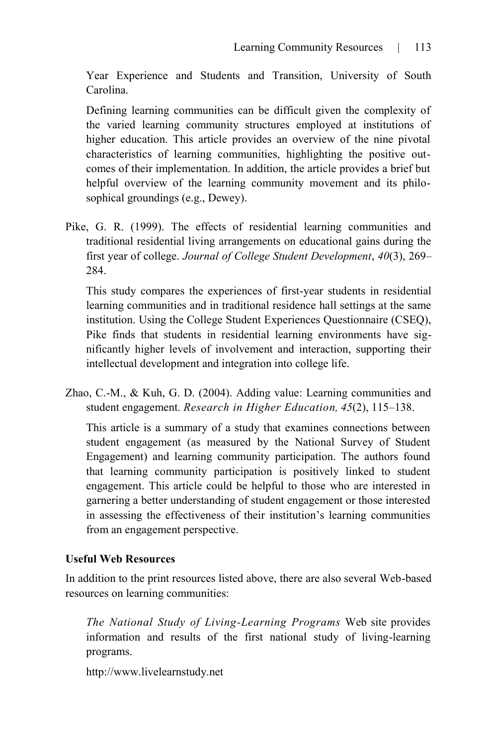Year Experience and Students and Transition, University of South Carolina.

Defining learning communities can be difficult given the complexity of the varied learning community structures employed at institutions of higher education. This article provides an overview of the nine pivotal characteristics of learning communities, highlighting the positive outcomes of their implementation. In addition, the article provides a brief but helpful overview of the learning community movement and its philosophical groundings (e.g., Dewey).

Pike, G. R. (1999). The effects of residential learning communities and traditional residential living arrangements on educational gains during the first year of college. *Journal of College Student Development*, *40*(3), 269–284.

This study compares the experiences of first-year students in residential learning communities and in traditional residence hall settings at the same institution. Using the College Student Experiences Questionnaire (CSEQ), Pike finds that students in residential learning environments have significantly higher levels of involvement and interaction, supporting their intellectual development and integration into college life.

Zhao, C.-M., & Kuh, G. D. (2004). Adding value: Learning communities and student engagement. *Research in Higher Education, 45*(2), 115–138.

This article is a summary of a study that examines connections between student engagement (as measured by the National Survey of Student Engagement) and learning community participation. The authors found that learning community participation is positively linked to student engagement. This article could be helpful to those who are interested in garnering a better understanding of student engagement or those interested in assessing the effectiveness of their institution's learning communities from an engagement perspective.

**Useful Web Resources**

In addition to the print resources listed above, there are also several Web-based resources on learning communities:

*The National Study of Living-Learning Programs* Web site provides information and results of the first national study of living-learning programs.

http://www.livelearnstudy.net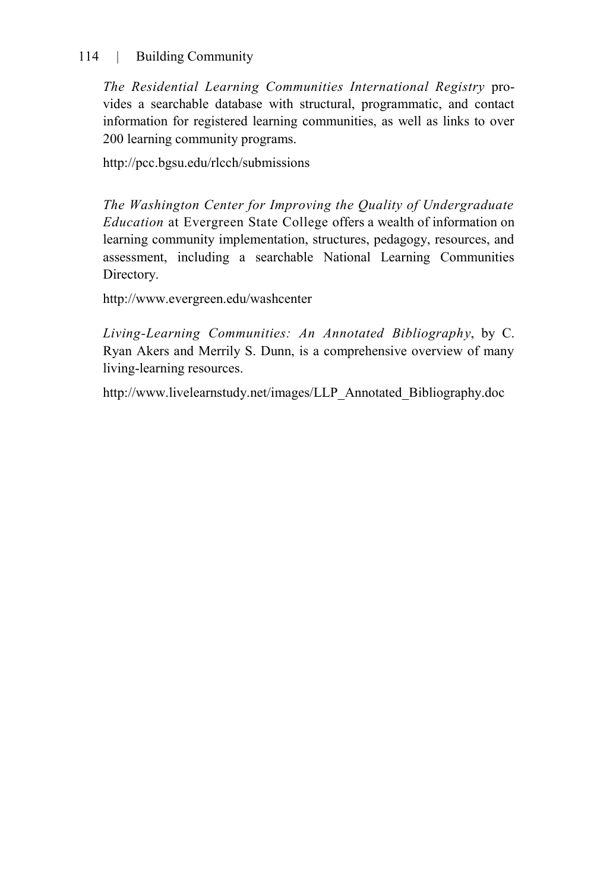*The Residential Learning Communities International Registry* provides a searchable database with structural, programmatic, and contact information for registered learning communities, as well as links to over 200 learning community programs.

http://pcc.bgsu.edu/rlcch/submissions

*The Washington Center for Improving the Quality of Undergraduate Education* at Evergreen State College offers a wealth of information on learning community implementation, structures, pedagogy, resources, and assessment, including a searchable National Learning Communities Directory.

http://www.evergreen.edu/washcenter

*Living-Learning Communities: An Annotated Bibliography*, by C. Ryan Akers and Merrily S. Dunn, is a comprehensive overview of many living-learning resources.

http://www.livelearnstudy.net/images/LLP_Annotated_Bibliography.doc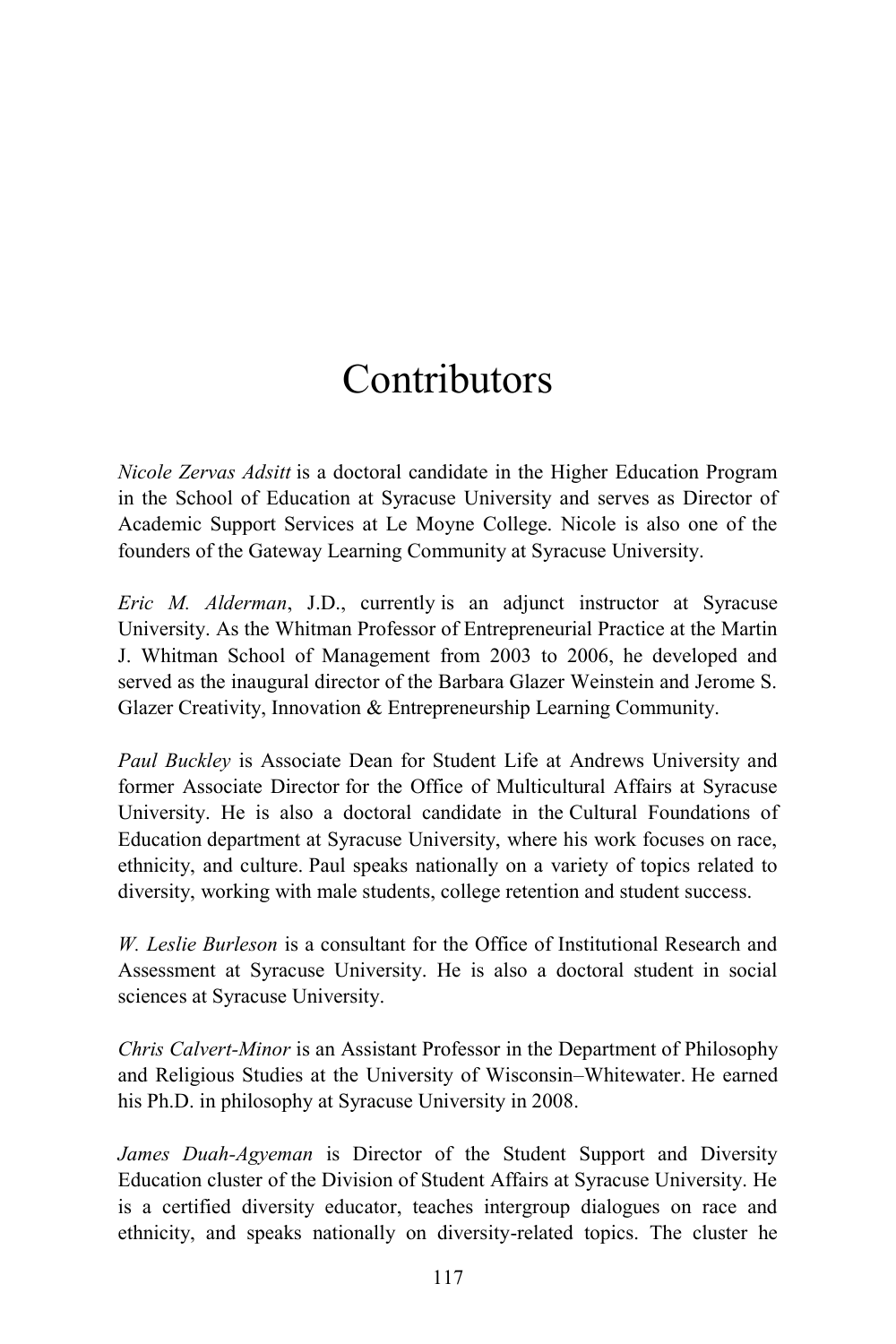# Contributors

*Nicole Zervas Adsitt* is a doctoral candidate in the Higher Education Program in the School of Education at Syracuse University and serves as Director of Academic Support Services at Le Moyne College. Nicole is also one of the founders of the Gateway Learning Community at Syracuse University.

*Eric M. Alderman*, J.D., currently is an adjunct instructor at Syracuse University. As the Whitman Professor of Entrepreneurial Practice at the Martin J. Whitman School of Management from 2003 to 2006, he developed and served as the inaugural director of the Barbara Glazer Weinstein and Jerome S. Glazer Creativity, Innovation & Entrepreneurship Learning Community.

*Paul Buckley* is Associate Dean for Student Life at Andrews University and former Associate Director for the Office of Multicultural Affairs at Syracuse University. He is also a doctoral candidate in the Cultural Foundations of Education department at Syracuse University, where his work focuses on race, ethnicity, and culture. Paul speaks nationally on a variety of topics related to diversity, working with male students, college retention and student success.

*W. Leslie Burleson* is a consultant for the Office of Institutional Research and Assessment at Syracuse University. He is also a doctoral student in social sciences at Syracuse University.

*Chris Calvert-Minor* is an Assistant Professor in the Department of Philosophy and Religious Studies at the University of Wisconsin–Whitewater. He earned his Ph.D. in philosophy at Syracuse University in 2008.

*James Duah-Agyeman* is Director of the Student Support and Diversity Education cluster of the Division of Student Affairs at Syracuse University. He is a certified diversity educator, teaches intergroup dialogues on race and ethnicity, and speaks nationally on diversity-related topics. The cluster he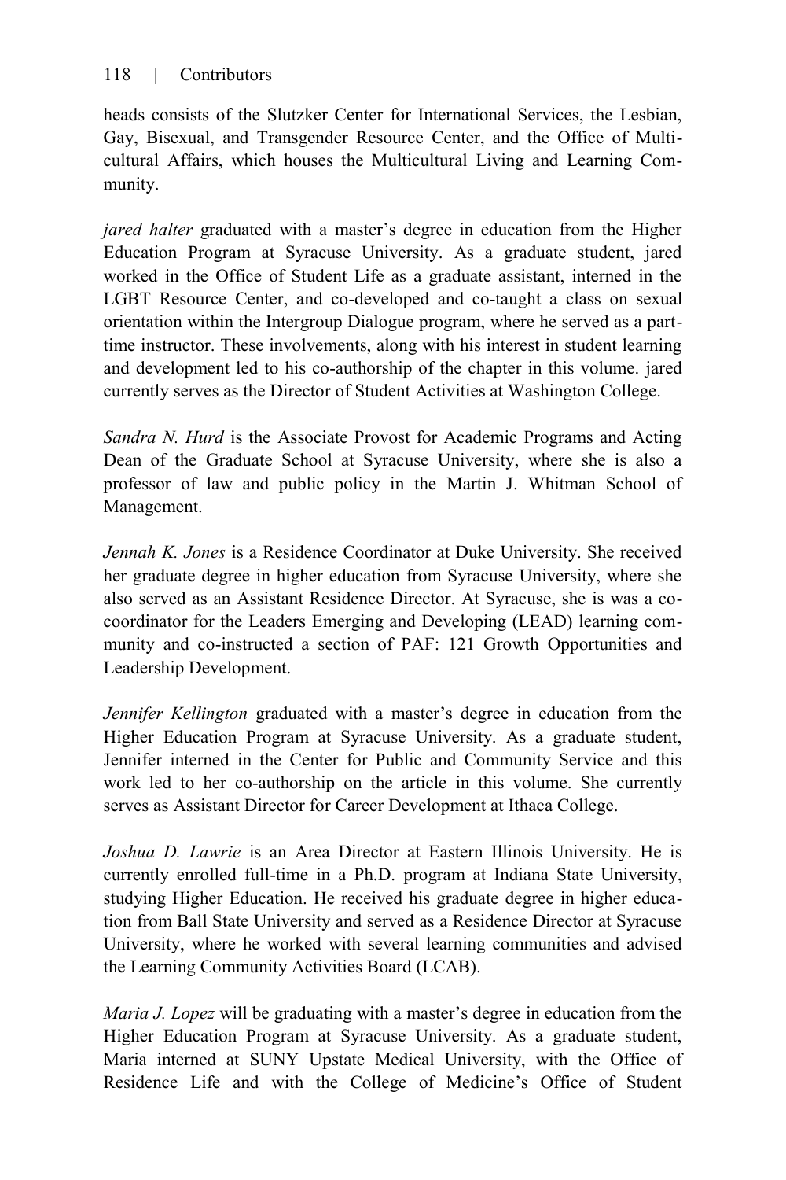heads consists of the Slutzker Center for International Services, the Lesbian, Gay, Bisexual, and Transgender Resource Center, and the Office of Multicultural Affairs, which houses the Multicultural Living and Learning Community.

*jared halter* graduated with a master's degree in education from the Higher Education Program at Syracuse University. As a graduate student, jared worked in the Office of Student Life as a graduate assistant, interned in the LGBT Resource Center, and co-developed and co-taught a class on sexual orientation within the Intergroup Dialogue program, where he served as a part-time instructor. These involvements, along with his interest in student learning and development led to his co-authorship of the chapter in this volume. jared currently serves as the Director of Student Activities at Washington College.

*Sandra N. Hurd* is the Associate Provost for Academic Programs and Acting Dean of the Graduate School at Syracuse University, where she is also a professor of law and public policy in the Martin J. Whitman School of Management.

*Jennah K. Jones* is a Residence Coordinator at Duke University. She received her graduate degree in higher education from Syracuse University, where she also served as an Assistant Residence Director. At Syracuse, she is was a co-coordinator for the Leaders Emerging and Developing (LEAD) learning community and co-instructed a section of PAF: 121 Growth Opportunities and Leadership Development.

*Jennifer Kellington* graduated with a master's degree in education from the Higher Education Program at Syracuse University. As a graduate student, Jennifer interned in the Center for Public and Community Service and this work led to her co-authorship on the article in this volume. She currently serves as Assistant Director for Career Development at Ithaca College.

*Joshua D. Lawrie* is an Area Director at Eastern Illinois University. He is currently enrolled full-time in a Ph.D. program at Indiana State University, studying Higher Education. He received his graduate degree in higher education from Ball State University and served as a Residence Director at Syracuse University, where he worked with several learning communities and advised the Learning Community Activities Board (LCAB).

*Maria J. Lopez* will be graduating with a master's degree in education from the Higher Education Program at Syracuse University. As a graduate student, Maria interned at SUNY Upstate Medical University, with the Office of Residence Life and with the College of Medicine's Office of Student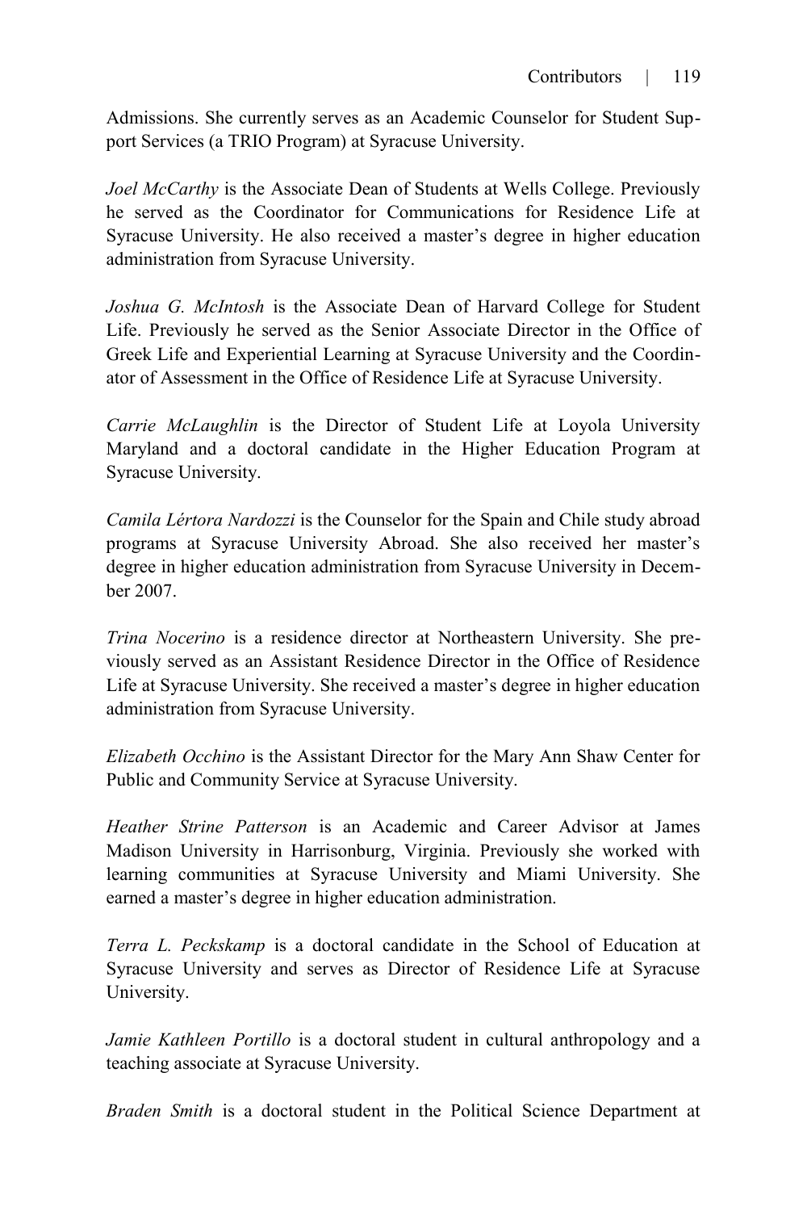Admissions. She currently serves as an Academic Counselor for Student Support Services (a TRIO Program) at Syracuse University.

*Joel McCarthy* is the Associate Dean of Students at Wells College. Previously he served as the Coordinator for Communications for Residence Life at Syracuse University. He also received a master's degree in higher education administration from Syracuse University.

*Joshua G. McIntosh* is the Associate Dean of Harvard College for Student Life. Previously he served as the Senior Associate Director in the Office of Greek Life and Experiential Learning at Syracuse University and the Coordinator of Assessment in the Office of Residence Life at Syracuse University.

*Carrie McLaughlin* is the Director of Student Life at Loyola University Maryland and a doctoral candidate in the Higher Education Program at Syracuse University.

*Camila Lértora Nardozzi* is the Counselor for the Spain and Chile study abroad programs at Syracuse University Abroad. She also received her master's degree in higher education administration from Syracuse University in December 2007.

*Trina Nocerino* is a residence director at Northeastern University. She previously served as an Assistant Residence Director in the Office of Residence Life at Syracuse University. She received a master's degree in higher education administration from Syracuse University.

*Elizabeth Occhino* is the Assistant Director for the Mary Ann Shaw Center for Public and Community Service at Syracuse University.

*Heather Strine Patterson* is an Academic and Career Advisor at James Madison University in Harrisonburg, Virginia. Previously she worked with learning communities at Syracuse University and Miami University. She earned a master's degree in higher education administration.

*Terra L. Peckskamp* is a doctoral candidate in the School of Education at Syracuse University and serves as Director of Residence Life at Syracuse University.

*Jamie Kathleen Portillo* is a doctoral student in cultural anthropology and a teaching associate at Syracuse University.

*Braden Smith* is a doctoral student in the Political Science Department at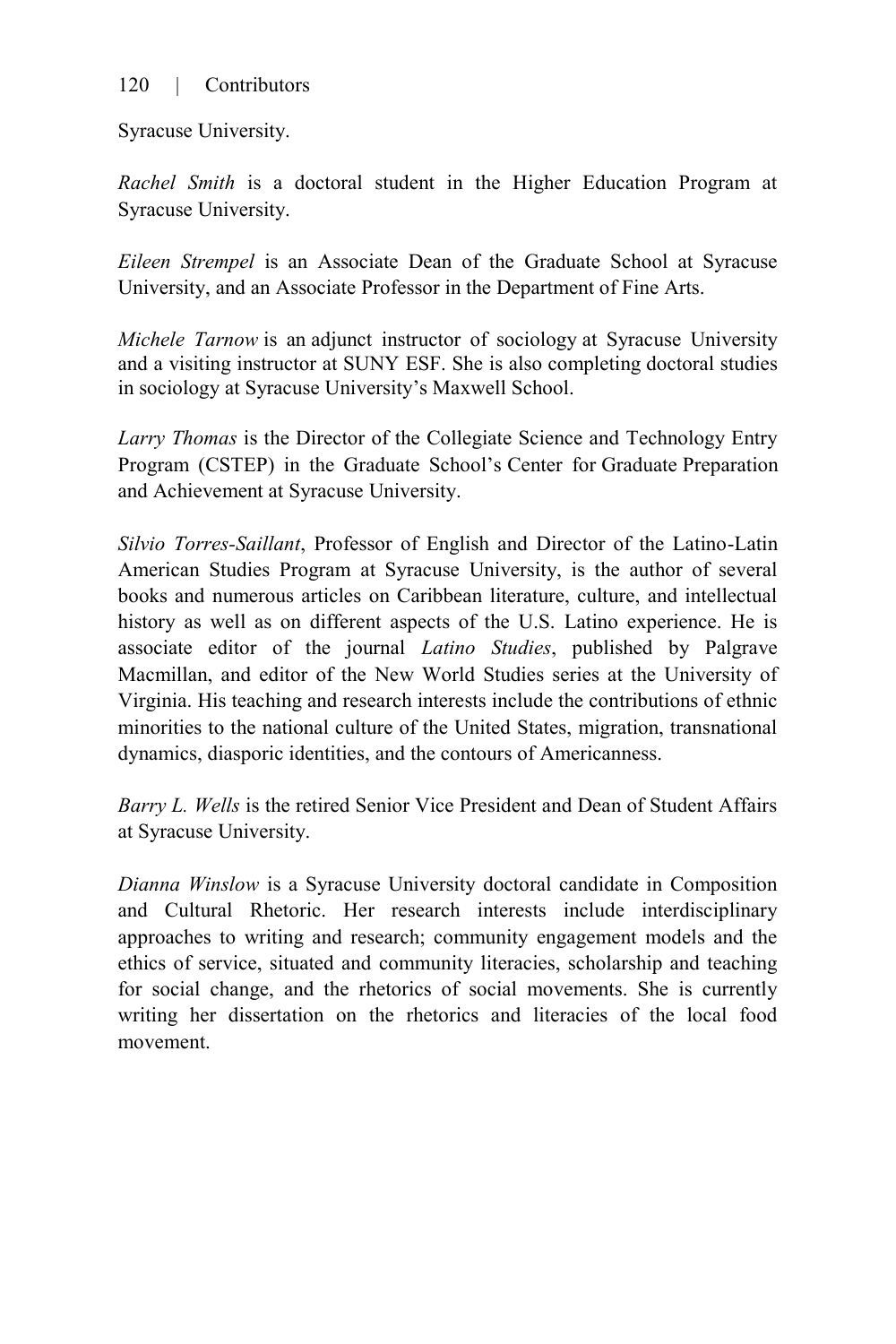Syracuse University.

*Rachel Smith* is a doctoral student in the Higher Education Program at Syracuse University.

*Eileen Strempel* is an Associate Dean of the Graduate School at Syracuse University, and an Associate Professor in the Department of Fine Arts.

*Michele Tarnow* is an adjunct instructor of sociology at Syracuse University and a visiting instructor at SUNY ESF. She is also completing doctoral studies in sociology at Syracuse University's Maxwell School.

*Larry Thomas* is the Director of the Collegiate Science and Technology Entry Program (CSTEP) in the Graduate School's Center for Graduate Preparation and Achievement at Syracuse University.

*Silvio Torres-Saillant*, Professor of English and Director of the Latino-Latin American Studies Program at Syracuse University, is the author of several books and numerous articles on Caribbean literature, culture, and intellectual history as well as on different aspects of the U.S. Latino experience. He is associate editor of the journal *Latino Studies*, published by Palgrave Macmillan, and editor of the New World Studies series at the University of Virginia. His teaching and research interests include the contributions of ethnic minorities to the national culture of the United States, migration, transnational dynamics, diasporic identities, and the contours of Americanness.

*Barry L. Wells* is the retired Senior Vice President and Dean of Student Affairs at Syracuse University.

*Dianna Winslow* is a Syracuse University doctoral candidate in Composition and Cultural Rhetoric. Her research interests include interdisciplinary approaches to writing and research; community engagement models and the ethics of service, situated and community literacies, scholarship and teaching for social change, and the rhetorics of social movements. She is currently writing her dissertation on the rhetorics and literacies of the local food movement.